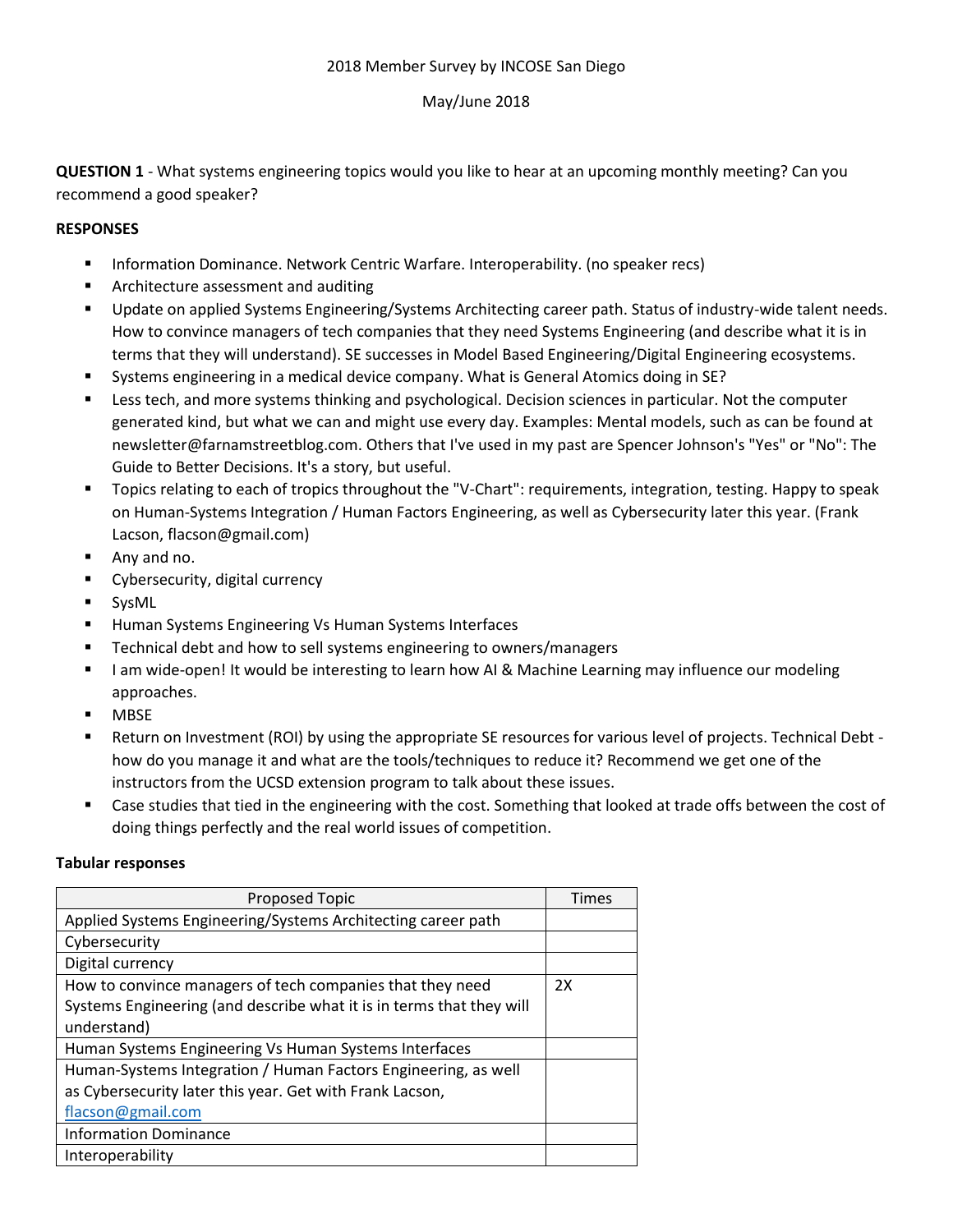2018 Member Survey by INCOSE San Diego

May/June 2018

**QUESTION 1** - What systems engineering topics would you like to hear at an upcoming monthly meeting? Can you recommend a good speaker?

**RESPONSES**

- Information Dominance. Network Centric Warfare. Interoperability. (no speaker recs)
- Architecture assessment and auditing
- Update on applied Systems Engineering/Systems Architecting career path. Status of industry-wide talent needs. How to convince managers of tech companies that they need Systems Engineering (and describe what it is in terms that they will understand). SE successes in Model Based Engineering/Digital Engineering ecosystems.
- Systems engineering in a medical device company. What is General Atomics doing in SE?
- Less tech, and more systems thinking and psychological. Decision sciences in particular. Not the computer generated kind, but what we can and might use every day. Examples: Mental models, such as can be found at newsletter@farnamstreetblog.com. Others that I've used in my past are Spencer Johnson's "Yes" or "No": The Guide to Better Decisions. It's a story, but useful.
- Topics relating to each of tropics throughout the "V-Chart": requirements, integration, testing. Happy to speak on Human-Systems Integration / Human Factors Engineering, as well as Cybersecurity later this year. (Frank Lacson, flacson@gmail.com)
- Any and no.
- Cybersecurity, digital currency
- SysML
- Human Systems Engineering Vs Human Systems Interfaces
- Technical debt and how to sell systems engineering to owners/managers
- I am wide-open! It would be interesting to learn how AI & Machine Learning may influence our modeling approaches.
- MBSE
- Return on Investment (ROI) by using the appropriate SE resources for various level of projects. Technical Debt - how do you manage it and what are the tools/techniques to reduce it? Recommend we get one of the instructors from the UCSD extension program to talk about these issues.
- Case studies that tied in the engineering with the cost. Something that looked at trade offs between the cost of doing things perfectly and the real world issues of competition.

**Tabular responses**

| Proposed Topic | Times |
|---|---|
| Applied Systems Engineering/Systems Architecting career path | |
| Cybersecurity | |
| Digital currency | |
| How to convince managers of tech companies that they need Systems Engineering (and describe what it is in terms that they will understand) | 2X |
| Human Systems Engineering Vs Human Systems Interfaces | |
| Human-Systems Integration / Human Factors Engineering, as well as Cybersecurity later this year. Get with Frank Lacson, flacson@gmail.com | |
| Information Dominance | |
| Interoperability | |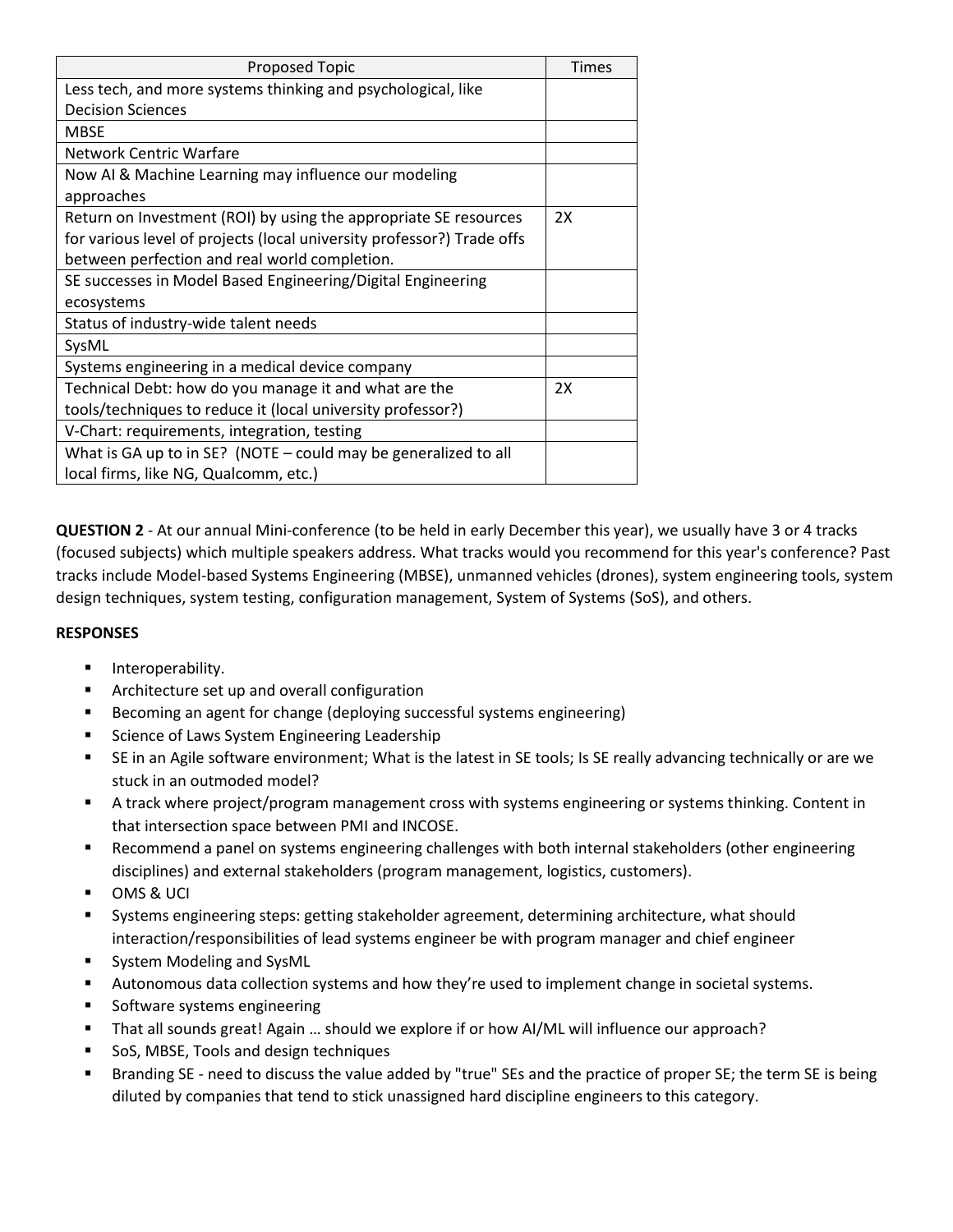| Proposed Topic | Times |
|---|---|
| Less tech, and more systems thinking and psychological, like Decision Sciences | |
| MBSE | |
| Network Centric Warfare | |
| Now AI & Machine Learning may influence our modeling approaches | |
| Return on Investment (ROI) by using the appropriate SE resources for various level of projects (local university professor?) Trade offs between perfection and real world completion. | 2X |
| SE successes in Model Based Engineering/Digital Engineering ecosystems | |
| Status of industry-wide talent needs | |
| SysML | |
| Systems engineering in a medical device company | |
| Technical Debt: how do you manage it and what are the tools/techniques to reduce it (local university professor?) | 2X |
| V-Chart: requirements, integration, testing | |
| What is GA up to in SE? (NOTE – could may be generalized to all local firms, like NG, Qualcomm, etc.) | |

**QUESTION 2** - At our annual Mini-conference (to be held in early December this year), we usually have 3 or 4 tracks (focused subjects) which multiple speakers address. What tracks would you recommend for this year's conference? Past tracks include Model-based Systems Engineering (MBSE), unmanned vehicles (drones), system engineering tools, system design techniques, system testing, configuration management, System of Systems (SoS), and others.

**RESPONSES**

- Interoperability.
- Architecture set up and overall configuration
- Becoming an agent for change (deploying successful systems engineering)
- Science of Laws System Engineering Leadership
- SE in an Agile software environment; What is the latest in SE tools; Is SE really advancing technically or are we stuck in an outmoded model?
- A track where project/program management cross with systems engineering or systems thinking. Content in that intersection space between PMI and INCOSE.
- Recommend a panel on systems engineering challenges with both internal stakeholders (other engineering disciplines) and external stakeholders (program management, logistics, customers).
- OMS & UCI
- Systems engineering steps: getting stakeholder agreement, determining architecture, what should interaction/responsibilities of lead systems engineer be with program manager and chief engineer
- System Modeling and SysML
- Autonomous data collection systems and how they're used to implement change in societal systems.
- Software systems engineering
- That all sounds great! Again … should we explore if or how AI/ML will influence our approach?
- SoS, MBSE, Tools and design techniques
- Branding SE - need to discuss the value added by "true" SEs and the practice of proper SE; the term SE is being diluted by companies that tend to stick unassigned hard discipline engineers to this category.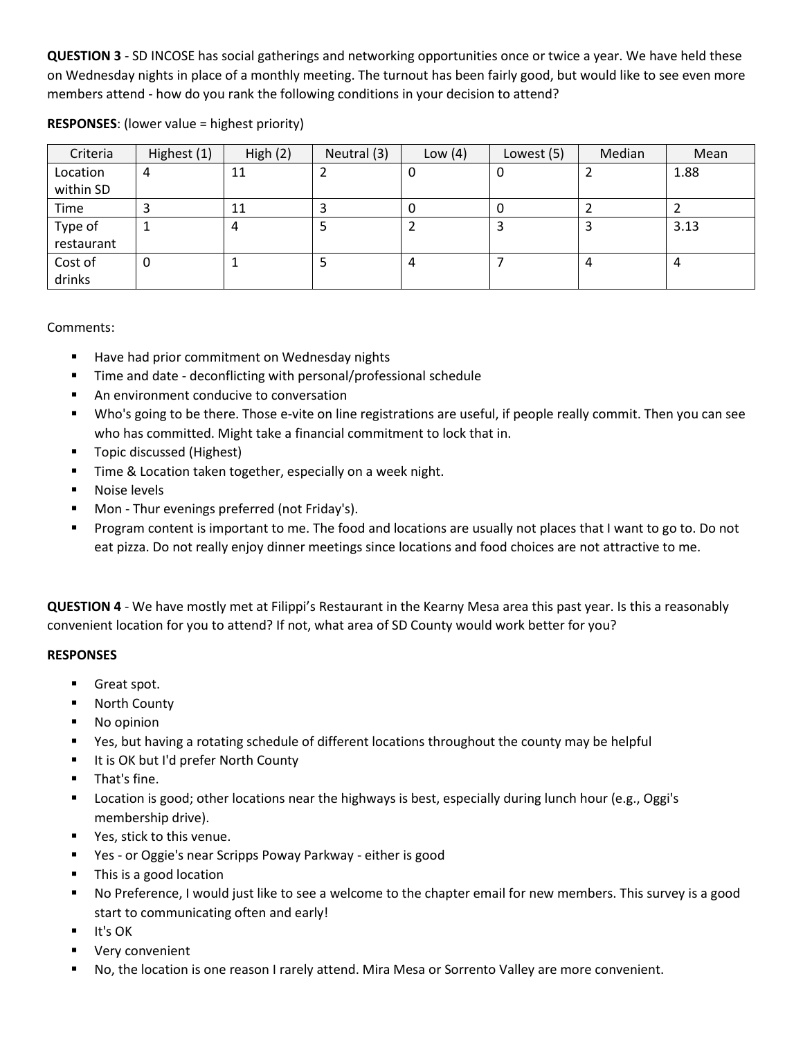**QUESTION 3** - SD INCOSE has social gatherings and networking opportunities once or twice a year. We have held these on Wednesday nights in place of a monthly meeting. The turnout has been fairly good, but would like to see even more members attend - how do you rank the following conditions in your decision to attend?

**RESPONSES**: (lower value = highest priority)

| Criteria | Highest (1) | High (2) | Neutral (3) | Low (4) | Lowest (5) | Median | Mean |
|---|---|---|---|---|---|---|---|
| Location within SD | 4 | 11 | 2 | 0 | 0 | 2 | 1.88 |
| Time | 3 | 11 | 3 | 0 | 0 | 2 | 2 |
| Type of restaurant | 1 | 4 | 5 | 2 | 3 | 3 | 3.13 |
| Cost of drinks | 0 | 1 | 5 | 4 | 7 | 4 | 4 |

Comments:

- Have had prior commitment on Wednesday nights
- Time and date - deconflicting with personal/professional schedule
- An environment conducive to conversation
- Who's going to be there. Those e-vite on line registrations are useful, if people really commit. Then you can see who has committed. Might take a financial commitment to lock that in.
- Topic discussed (Highest)
- Time & Location taken together, especially on a week night.
- Noise levels
- Mon - Thur evenings preferred (not Friday's).
- Program content is important to me. The food and locations are usually not places that I want to go to. Do not eat pizza. Do not really enjoy dinner meetings since locations and food choices are not attractive to me.

**QUESTION 4** - We have mostly met at Filippi's Restaurant in the Kearny Mesa area this past year. Is this a reasonably convenient location for you to attend? If not, what area of SD County would work better for you?

**RESPONSES**

- Great spot.
- North County
- No opinion
- Yes, but having a rotating schedule of different locations throughout the county may be helpful
- It is OK but I'd prefer North County
- That's fine.
- Location is good; other locations near the highways is best, especially during lunch hour (e.g., Oggi's membership drive).
- Yes, stick to this venue.
- Yes - or Oggie's near Scripps Poway Parkway - either is good
- This is a good location
- No Preference, I would just like to see a welcome to the chapter email for new members. This survey is a good start to communicating often and early!
- It's OK
- Very convenient
- No, the location is one reason I rarely attend. Mira Mesa or Sorrento Valley are more convenient.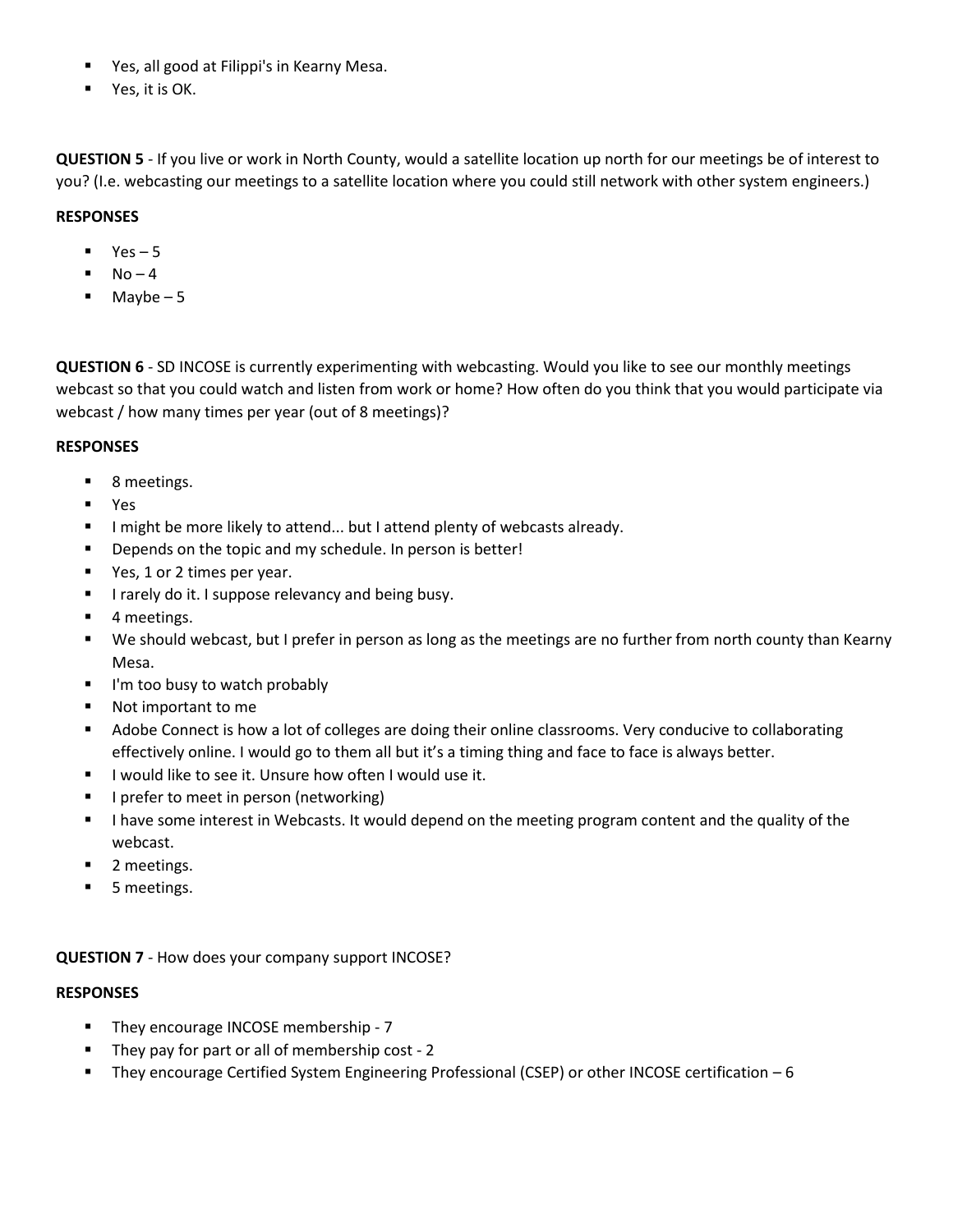- Yes, all good at Filippi's in Kearny Mesa.
- Yes, it is OK.

**QUESTION 5** - If you live or work in North County, would a satellite location up north for our meetings be of interest to you? (I.e. webcasting our meetings to a satellite location where you could still network with other system engineers.)

**RESPONSES**

- Yes – 5
- No – 4
- Maybe – 5

**QUESTION 6** - SD INCOSE is currently experimenting with webcasting. Would you like to see our monthly meetings webcast so that you could watch and listen from work or home? How often do you think that you would participate via webcast / how many times per year (out of 8 meetings)?

**RESPONSES**

- 8 meetings.
- Yes
- I might be more likely to attend... but I attend plenty of webcasts already.
- Depends on the topic and my schedule. In person is better!
- Yes, 1 or 2 times per year.
- I rarely do it. I suppose relevancy and being busy.
- 4 meetings.
- We should webcast, but I prefer in person as long as the meetings are no further from north county than Kearny Mesa.
- I'm too busy to watch probably
- Not important to me
- Adobe Connect is how a lot of colleges are doing their online classrooms. Very conducive to collaborating effectively online. I would go to them all but it's a timing thing and face to face is always better.
- I would like to see it. Unsure how often I would use it.
- I prefer to meet in person (networking)
- I have some interest in Webcasts. It would depend on the meeting program content and the quality of the webcast.
- 2 meetings.
- 5 meetings.

**QUESTION 7** - How does your company support INCOSE?

**RESPONSES**

- They encourage INCOSE membership - 7
- They pay for part or all of membership cost - 2
- They encourage Certified System Engineering Professional (CSEP) or other INCOSE certification – 6